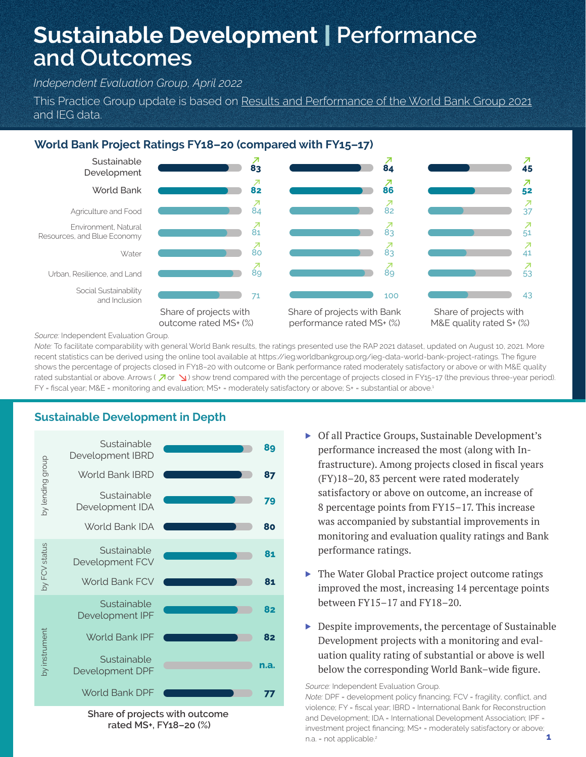# Sustainable Development | Performance and Outcomes

*Independent Evaluation Group, April 2022*

This Practice Group update is based on Results and Performance of the World Bank Group 2021 and IEG data.

## World Bank Project Ratings FY18–20 (compared with FY15–17)

| | Share of projects with outcome rated MS+ (%) | Share of projects with Bank performance rated MS+ (%) | Share of projects with M&E quality rated S+ (%) |
|---|---|---|---|
| **Sustainable Development** | ↗ 83 | ↗ 84 | ↗ 45 |
| **World Bank** | ↗ 82 | ↗ 86 | ↗ 52 |
| Agriculture and Food | ↗ 84 | ↗ 82 | ↗ 37 |
| Environment, Natural Resources, and Blue Economy | ↗ 81 | ↗ 83 | ↗ 51 |
| Water | ↗ 80 | ↗ 83 | ↗ 41 |
| Urban, Resilience, and Land | ↗ 89 | ↗ 89 | ↗ 53 |
| Social Sustainability and Inclusion | 71 | 100 | 43 |

*Source:* Independent Evaluation Group.
*Note:* To facilitate comparability with general World Bank results, the ratings presented use the RAP 2021 dataset, updated on August 10, 2021. More recent statistics can be derived using the online tool available at https://ieg.worldbankgroup.org/ieg-data-world-bank-project-ratings. The figure shows the percentage of projects closed in FY18–20 with outcome or Bank performance rated moderately satisfactory or above or with M&E quality rated substantial or above. Arrows (↗ or ↘) show trend compared with the percentage of projects closed in FY15–17 (the previous three-year period). FY = fiscal year; M&E = monitoring and evaluation; MS+ = moderately satisfactory or above; S+ = substantial or above.[1]

## Sustainable Development in Depth

| | | Share of projects with outcome rated MS+, FY18–20 (%) |
|---|---|---|
| by lending group | Sustainable Development IBRD | 89 |
| | World Bank IBRD | 87 |
| | Sustainable Development IDA | 79 |
| | World Bank IDA | 80 |
| by FCV status | Sustainable Development FCV | 81 |
| | World Bank FCV | 81 |
| by instrument | Sustainable Development IPF | 82 |
| | World Bank IPF | 82 |
| | Sustainable Development DPF | n.a. |
| | World Bank DPF | 77 |

- Of all Practice Groups, Sustainable Development's performance increased the most (along with Infrastructure). Among projects closed in fiscal years (FY)18–20, 83 percent were rated moderately satisfactory or above on outcome, an increase of 8 percentage points from FY15–17. This increase was accompanied by substantial improvements in monitoring and evaluation quality ratings and Bank performance ratings.
- The Water Global Practice project outcome ratings improved the most, increasing 14 percentage points between FY15–17 and FY18–20.
- Despite improvements, the percentage of Sustainable Development projects with a monitoring and evaluation quality rating of substantial or above is well below the corresponding World Bank–wide figure.

*Source:* Independent Evaluation Group.
*Note:* DPF = development policy financing; FCV = fragility, conflict, and violence; FY = fiscal year; IBRD = International Bank for Reconstruction and Development; IDA = International Development Association; IPF = investment project financing; MS+ = moderately satisfactory or above; n.a. = not applicable.[2]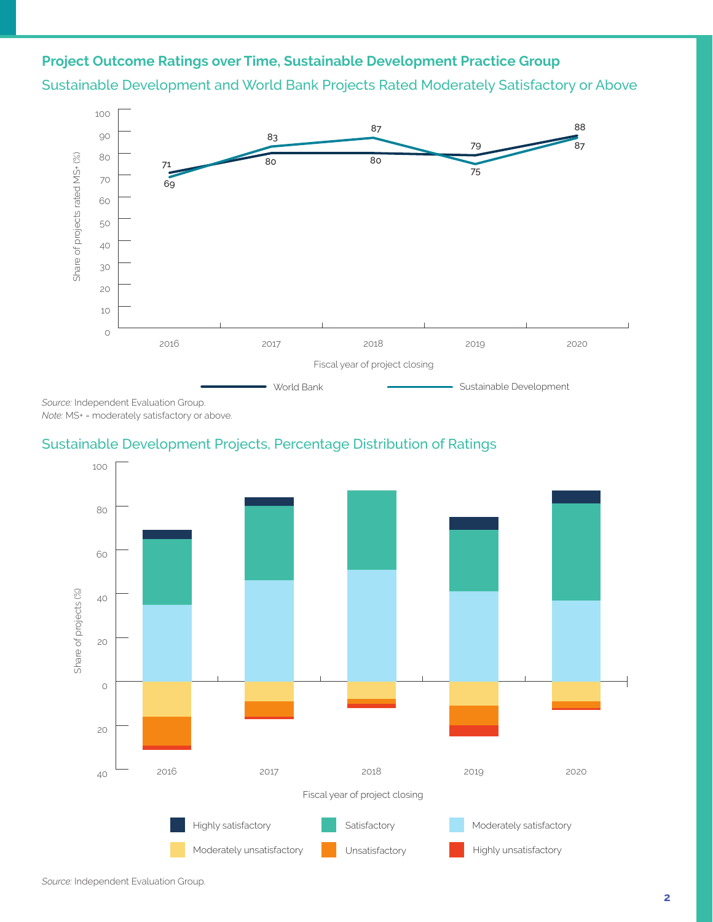## Project Outcome Ratings over Time, Sustainable Development Practice Group

### Sustainable Development and World Bank Projects Rated Moderately Satisfactory or Above

| Fiscal year of project closing | World Bank | Sustainable Development |
|---|---|---|
| 2016 | 71 | 69 |
| 2017 | 80 | 83 |
| 2018 | 80 | 87 |
| 2019 | 79 | 75 |
| 2020 | 88 | 87 |

*Source:* Independent Evaluation Group.
*Note:* MS+ = moderately satisfactory or above.

### Sustainable Development Projects, Percentage Distribution of Ratings

Share of projects (%) by fiscal year of project closing (2016–2020). Legend: Highly satisfactory; Satisfactory; Moderately satisfactory; Moderately unsatisfactory; Unsatisfactory; Highly unsatisfactory.

*Source:* Independent Evaluation Group.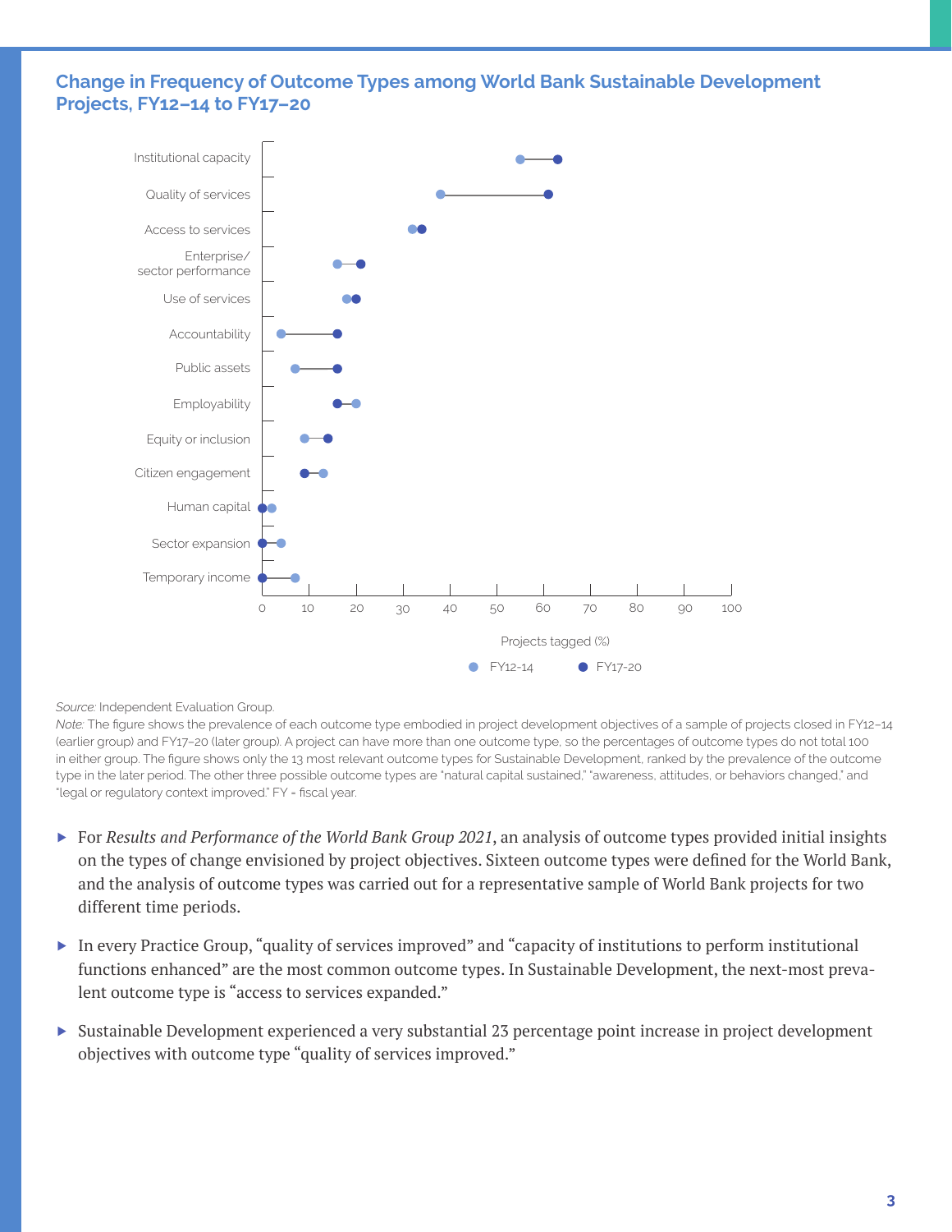## Change in Frequency of Outcome Types among World Bank Sustainable Development Projects, FY12–14 to FY17–20

Institutional capacity

Quality of services

Access to services

Enterprise/ sector performance

Use of services

Accountability

Public assets

Employability

Equity or inclusion

Citizen engagement

Human capital

Sector expansion

Temporary income

0 10 20 30 40 50 60 70 80 90 100

Projects tagged (%)

FY12-14 FY17-20

*Source:* Independent Evaluation Group.

*Note:* The figure shows the prevalence of each outcome type embodied in project development objectives of a sample of projects closed in FY12–14 (earlier group) and FY17–20 (later group). A project can have more than one outcome type, so the percentages of outcome types do not total 100 in either group. The figure shows only the 13 most relevant outcome types for Sustainable Development, ranked by the prevalence of the outcome type in the later period. The other three possible outcome types are "natural capital sustained," "awareness, attitudes, or behaviors changed," and "legal or regulatory context improved." FY = fiscal year.

- For *Results and Performance of the World Bank Group 2021*, an analysis of outcome types provided initial insights on the types of change envisioned by project objectives. Sixteen outcome types were defined for the World Bank, and the analysis of outcome types was carried out for a representative sample of World Bank projects for two different time periods.
- In every Practice Group, "quality of services improved" and "capacity of institutions to perform institutional functions enhanced" are the most common outcome types. In Sustainable Development, the next-most prevalent outcome type is "access to services expanded."
- Sustainable Development experienced a very substantial 23 percentage point increase in project development objectives with outcome type "quality of services improved."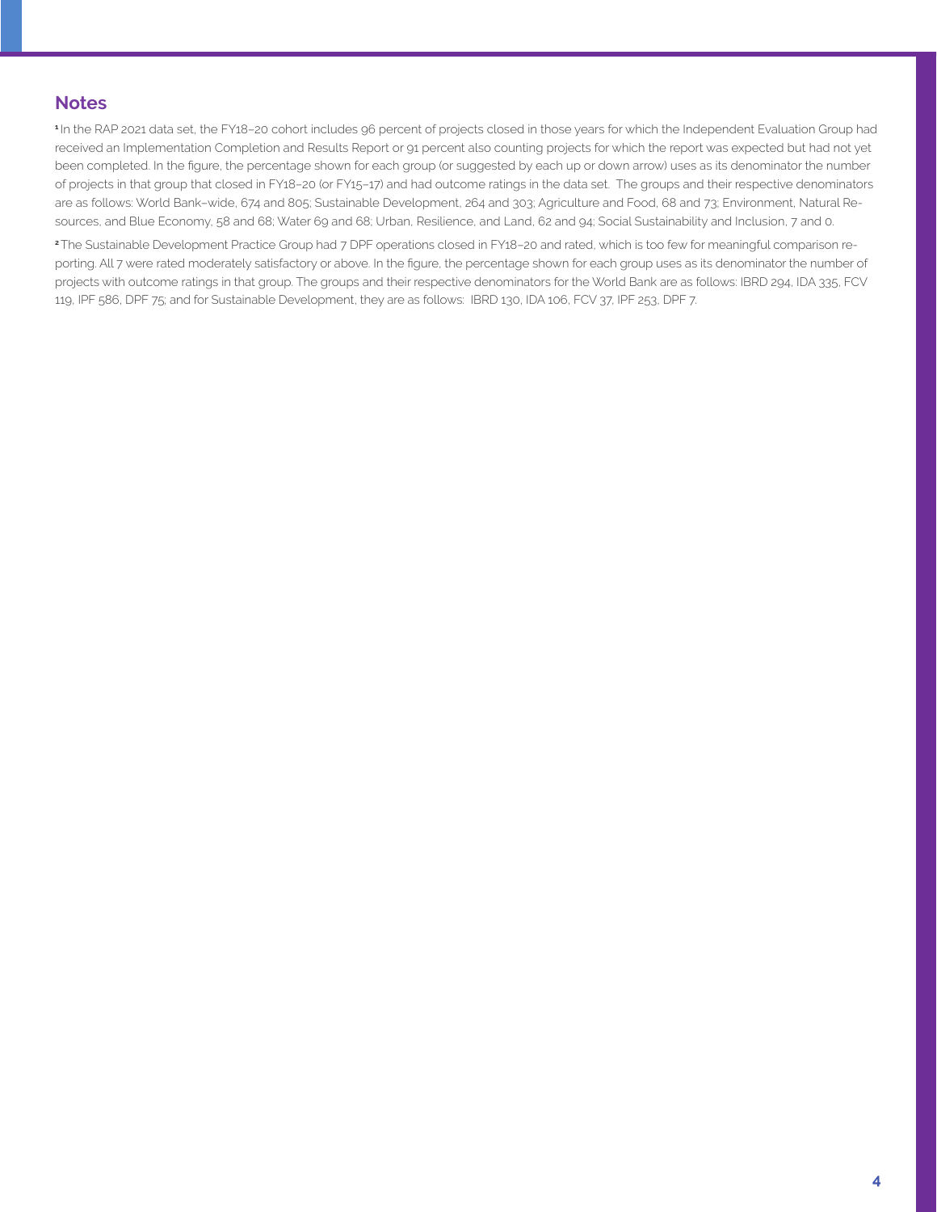## Notes

[1] In the RAP 2021 data set, the FY18–20 cohort includes 96 percent of projects closed in those years for which the Independent Evaluation Group had received an Implementation Completion and Results Report or 91 percent also counting projects for which the report was expected but had not yet been completed. In the figure, the percentage shown for each group (or suggested by each up or down arrow) uses as its denominator the number of projects in that group that closed in FY18–20 (or FY15–17) and had outcome ratings in the data set. The groups and their respective denominators are as follows: World Bank–wide, 674 and 805; Sustainable Development, 264 and 303; Agriculture and Food, 68 and 73; Environment, Natural Resources, and Blue Economy, 58 and 68; Water 69 and 68; Urban, Resilience, and Land, 62 and 94; Social Sustainability and Inclusion, 7 and 0.

[2] The Sustainable Development Practice Group had 7 DPF operations closed in FY18–20 and rated, which is too few for meaningful comparison reporting. All 7 were rated moderately satisfactory or above. In the figure, the percentage shown for each group uses as its denominator the number of projects with outcome ratings in that group. The groups and their respective denominators for the World Bank are as follows: IBRD 294, IDA 335, FCV 119, IPF 586, DPF 75; and for Sustainable Development, they are as follows: IBRD 130, IDA 106, FCV 37, IPF 253, DPF 7.